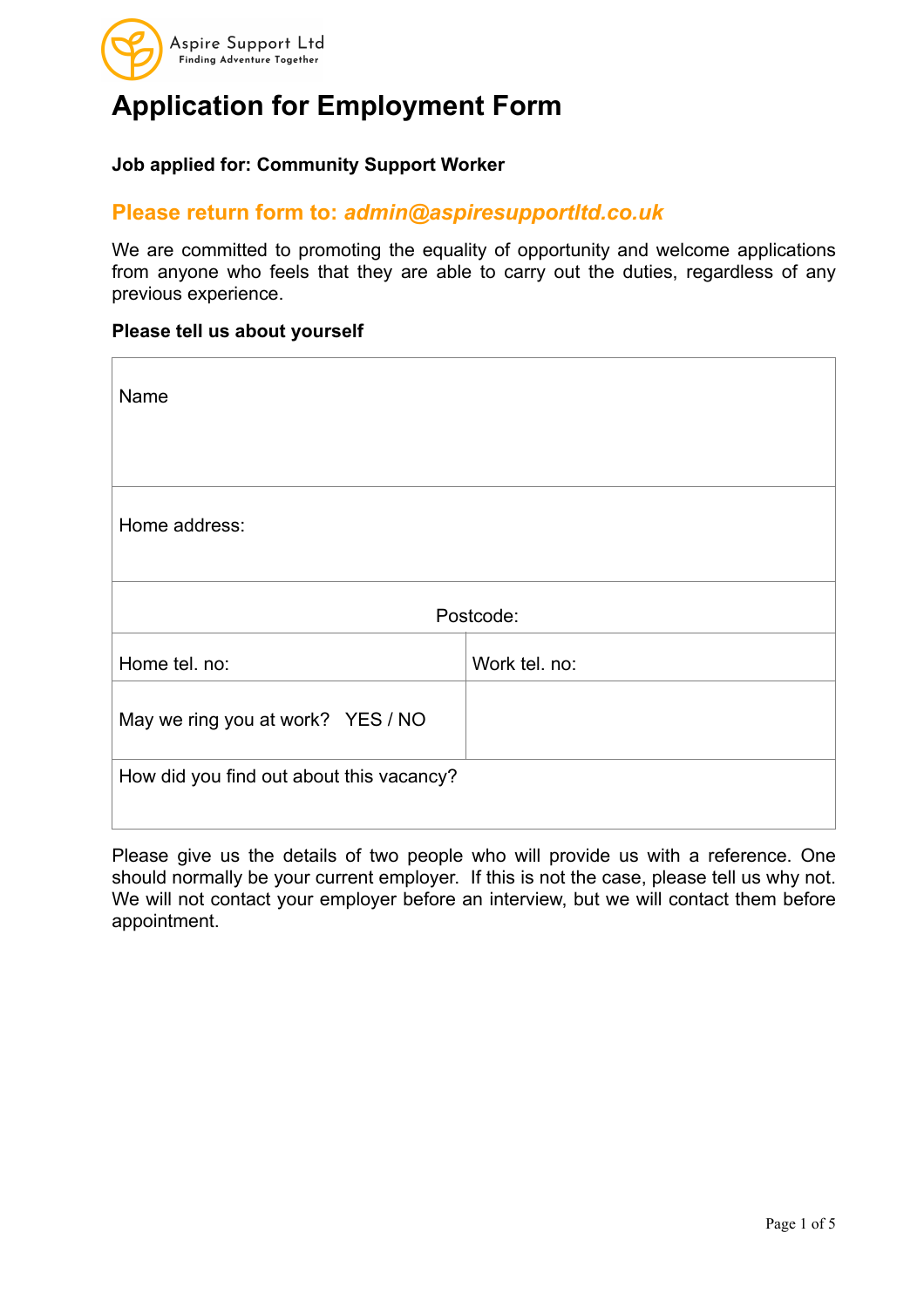Aspire Support Ltd
Finding Adventure Together

# Application for Employment Form

**Job applied for: Community Support Worker**

## Please return form to: *admin@aspiresupportltd.co.uk*

We are committed to promoting the equality of opportunity and welcome applications from anyone who feels that they are able to carry out the duties, regardless of any previous experience.

**Please tell us about yourself**

| Name | |
|---|---|
| Home address: | |
| Postcode: | |
| Home tel. no: | Work tel. no: |
| May we ring you at work? YES / NO | |
| How did you find out about this vacancy? | |

Please give us the details of two people who will provide us with a reference. One should normally be your current employer. If this is not the case, please tell us why not. We will not contact your employer before an interview, but we will contact them before appointment.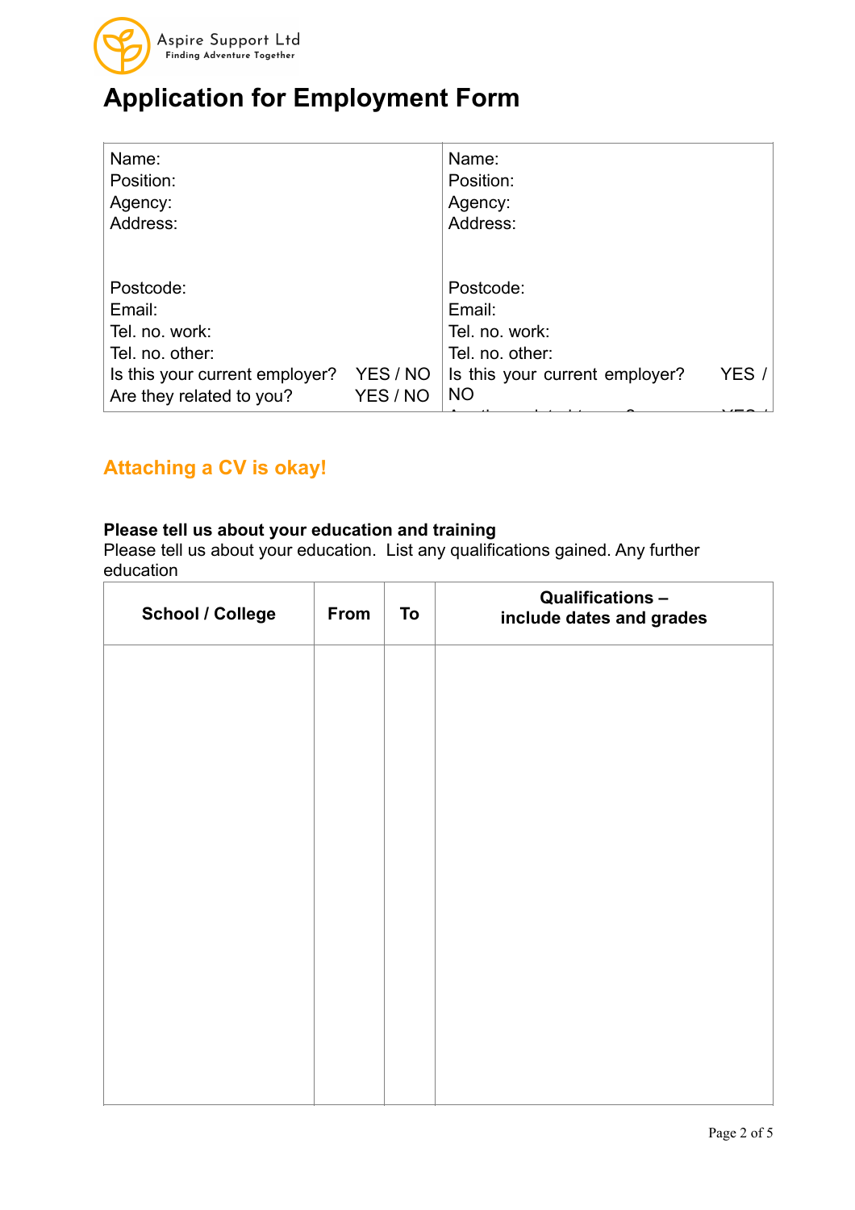Aspire Support Ltd
Finding Adventure Together

# Application for Employment Form

| Name:<br>Position:<br>Agency:<br>Address:<br><br><br>Postcode:<br>Email:<br>Tel. no. work:<br>Tel. no. other:<br>Is this your current employer? YES / NO<br>Are they related to you? YES / NO | Name:<br>Position:<br>Agency:<br>Address:<br><br><br>Postcode:<br>Email:<br>Tel. no. work:<br>Tel. no. other:<br>Is this your current employer? YES / NO |
|---|---|

## Attaching a CV is okay!

**Please tell us about your education and training**
Please tell us about your education. List any qualifications gained. Any further education

| School / College | From | To | Qualifications – include dates and grades |
|---|---|---|---|
| | | | |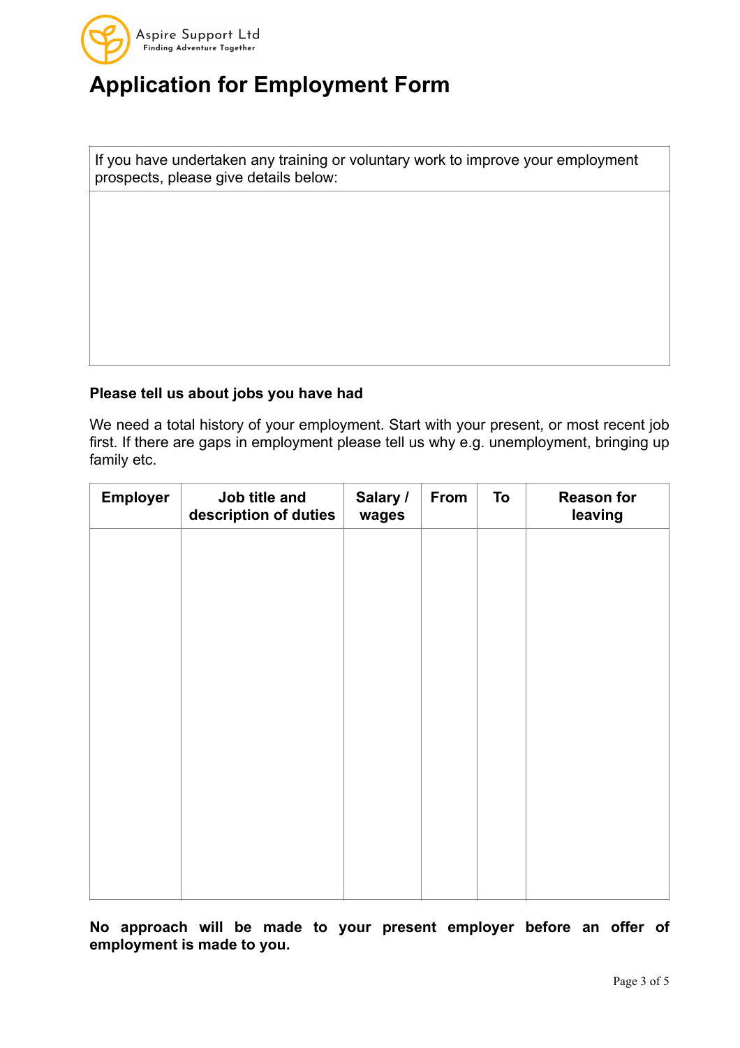# Application for Employment Form

| If you have undertaken any training or voluntary work to improve your employment prospects, please give details below: |
|---|
| |

**Please tell us about jobs you have had**

We need a total history of your employment. Start with your present, or most recent job first. If there are gaps in employment please tell us why e.g. unemployment, bringing up family etc.

| Employer | Job title and description of duties | Salary / wages | From | To | Reason for leaving |
|---|---|---|---|---|---|
| | | | | | |

**No approach will be made to your present employer before an offer of employment is made to you.**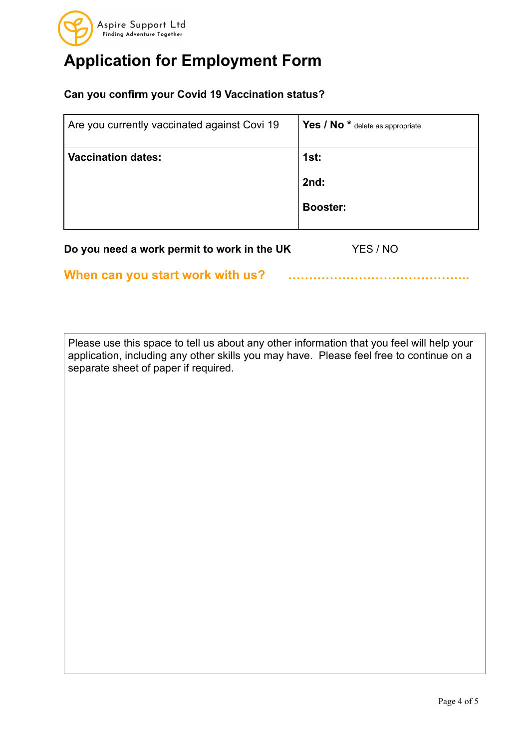Aspire Support Ltd
Finding Adventure Together

# Application for Employment Form

**Can you confirm your Covid 19 Vaccination status?**

| Are you currently vaccinated against Covi 19 | **Yes / No *** delete as appropriate |
|---|---|
| **Vaccination dates:** | **1st:**<br><br>**2nd:**<br><br>**Booster:** |

**Do you need a work permit to work in the UK** YES / NO

**When can you start work with us?** ……………………………………..

| Please use this space to tell us about any other information that you feel will help your application, including any other skills you may have. Please feel free to continue on a separate sheet of paper if required. |
|---|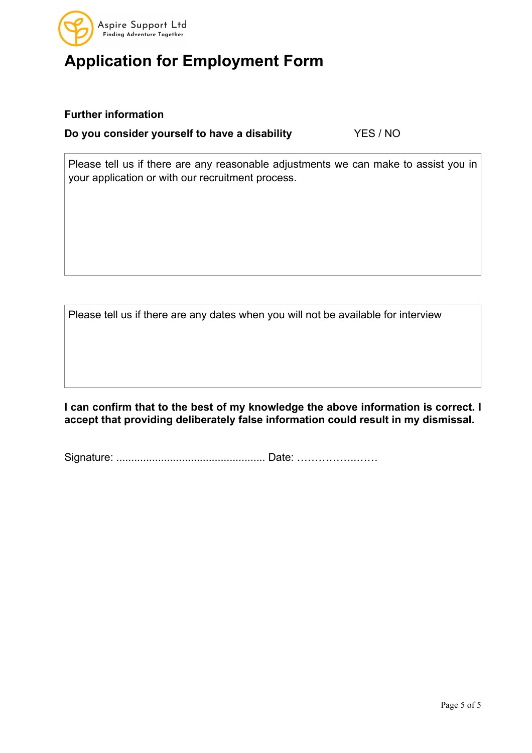Aspire Support Ltd
Finding Adventure Together

# Application for Employment Form

**Further information**

**Do you consider yourself to have a disability** YES / NO

| |
|---|
| Please tell us if there are any reasonable adjustments we can make to assist you in your application or with our recruitment process. |

| |
|---|
| Please tell us if there are any dates when you will not be available for interview |

**I can confirm that to the best of my knowledge the above information is correct. I accept that providing deliberately false information could result in my dismissal.**

Signature: .................................................. Date: ………………..……